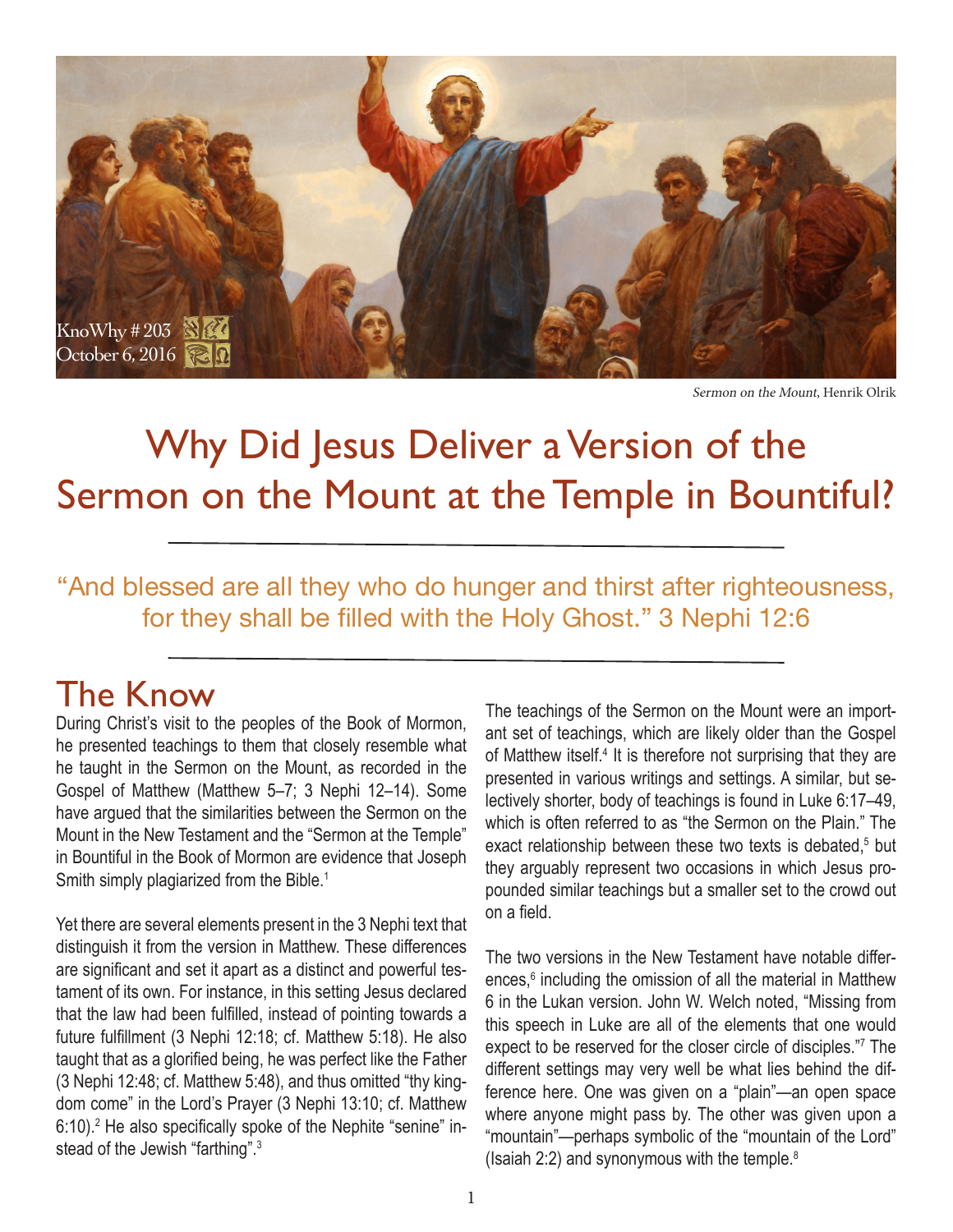KnoWhy # 203
October 6, 2016

*Sermon on the Mount*, Henrik Olrik

# Why Did Jesus Deliver a Version of the Sermon on the Mount at the Temple in Bountiful?

"And blessed are all they who do hunger and thirst after righteousness, for they shall be filled with the Holy Ghost." 3 Nephi 12:6

## The Know

During Christ's visit to the peoples of the Book of Mormon, he presented teachings to them that closely resemble what he taught in the Sermon on the Mount, as recorded in the Gospel of Matthew (Matthew 5–7; 3 Nephi 12–14). Some have argued that the similarities between the Sermon on the Mount in the New Testament and the "Sermon at the Temple" in Bountiful in the Book of Mormon are evidence that Joseph Smith simply plagiarized from the Bible.[1]

Yet there are several elements present in the 3 Nephi text that distinguish it from the version in Matthew. These differences are significant and set it apart as a distinct and powerful testament of its own. For instance, in this setting Jesus declared that the law had been fulfilled, instead of pointing towards a future fulfillment (3 Nephi 12:18; cf. Matthew 5:18). He also taught that as a glorified being, he was perfect like the Father (3 Nephi 12:48; cf. Matthew 5:48), and thus omitted "thy kingdom come" in the Lord's Prayer (3 Nephi 13:10; cf. Matthew 6:10).[2] He also specifically spoke of the Nephite "senine" instead of the Jewish "farthing".[3]

The teachings of the Sermon on the Mount were an important set of teachings, which are likely older than the Gospel of Matthew itself.[4] It is therefore not surprising that they are presented in various writings and settings. A similar, but selectively shorter, body of teachings is found in Luke 6:17–49, which is often referred to as "the Sermon on the Plain." The exact relationship between these two texts is debated,[5] but they arguably represent two occasions in which Jesus propounded similar teachings but a smaller set to the crowd out on a field.

The two versions in the New Testament have notable differences,[6] including the omission of all the material in Matthew 6 in the Lukan version. John W. Welch noted, "Missing from this speech in Luke are all of the elements that one would expect to be reserved for the closer circle of disciples."[7] The different settings may very well be what lies behind the difference here. One was given on a "plain"—an open space where anyone might pass by. The other was given upon a "mountain"—perhaps symbolic of the "mountain of the Lord" (Isaiah 2:2) and synonymous with the temple.[8]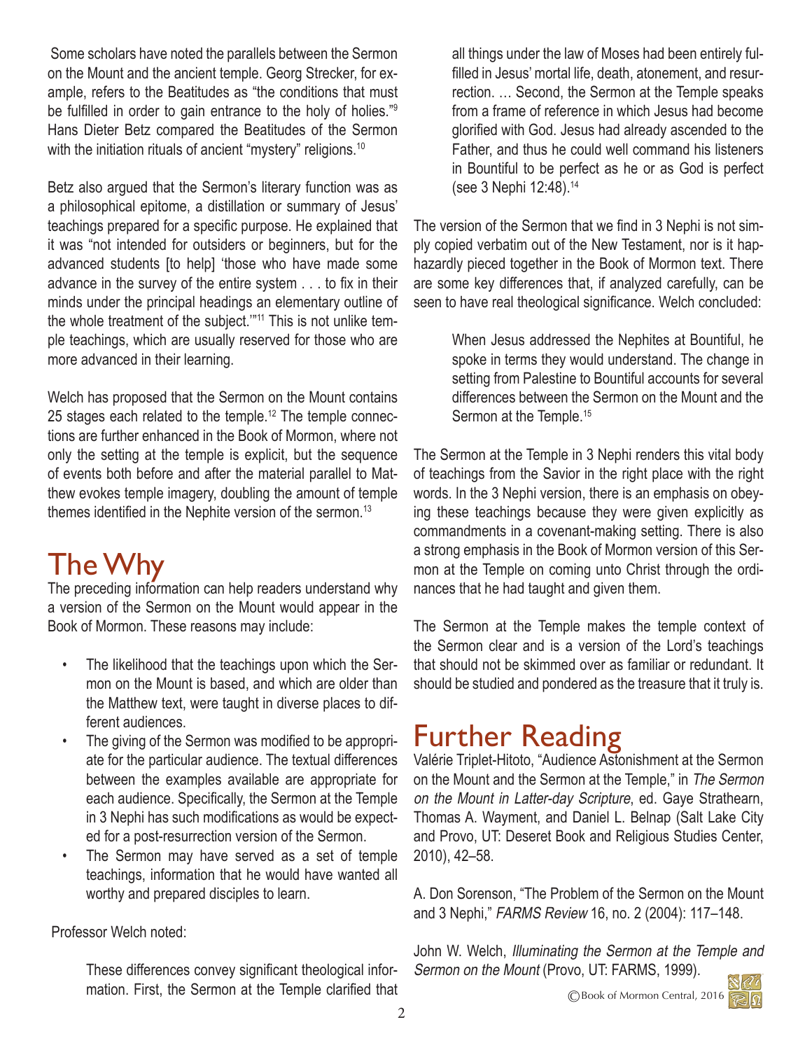Some scholars have noted the parallels between the Sermon on the Mount and the ancient temple. Georg Strecker, for example, refers to the Beatitudes as "the conditions that must be fulfilled in order to gain entrance to the holy of holies."[9] Hans Dieter Betz compared the Beatitudes of the Sermon with the initiation rituals of ancient "mystery" religions.[10]

Betz also argued that the Sermon's literary function was as a philosophical epitome, a distillation or summary of Jesus' teachings prepared for a specific purpose. He explained that it was "not intended for outsiders or beginners, but for the advanced students [to help] 'those who have made some advance in the survey of the entire system . . . to fix in their minds under the principal headings an elementary outline of the whole treatment of the subject.'"[11] This is not unlike temple teachings, which are usually reserved for those who are more advanced in their learning.

Welch has proposed that the Sermon on the Mount contains 25 stages each related to the temple.[12] The temple connections are further enhanced in the Book of Mormon, where not only the setting at the temple is explicit, but the sequence of events both before and after the material parallel to Matthew evokes temple imagery, doubling the amount of temple themes identified in the Nephite version of the sermon.[13]

# The Why

The preceding information can help readers understand why a version of the Sermon on the Mount would appear in the Book of Mormon. These reasons may include:

- The likelihood that the teachings upon which the Sermon on the Mount is based, and which are older than the Matthew text, were taught in diverse places to different audiences.
- The giving of the Sermon was modified to be appropriate for the particular audience. The textual differences between the examples available are appropriate for each audience. Specifically, the Sermon at the Temple in 3 Nephi has such modifications as would be expected for a post-resurrection version of the Sermon.
- The Sermon may have served as a set of temple teachings, information that he would have wanted all worthy and prepared disciples to learn.

Professor Welch noted:

> These differences convey significant theological information. First, the Sermon at the Temple clarified that all things under the law of Moses had been entirely fulfilled in Jesus' mortal life, death, atonement, and resurrection. … Second, the Sermon at the Temple speaks from a frame of reference in which Jesus had become glorified with God. Jesus had already ascended to the Father, and thus he could well command his listeners in Bountiful to be perfect as he or as God is perfect (see 3 Nephi 12:48).[14]

The version of the Sermon that we find in 3 Nephi is not simply copied verbatim out of the New Testament, nor is it haphazardly pieced together in the Book of Mormon text. There are some key differences that, if analyzed carefully, can be seen to have real theological significance. Welch concluded:

> When Jesus addressed the Nephites at Bountiful, he spoke in terms they would understand. The change in setting from Palestine to Bountiful accounts for several differences between the Sermon on the Mount and the Sermon at the Temple.[15]

The Sermon at the Temple in 3 Nephi renders this vital body of teachings from the Savior in the right place with the right words. In the 3 Nephi version, there is an emphasis on obeying these teachings because they were given explicitly as commandments in a covenant-making setting. There is also a strong emphasis in the Book of Mormon version of this Sermon at the Temple on coming unto Christ through the ordinances that he had taught and given them.

The Sermon at the Temple makes the temple context of the Sermon clear and is a version of the Lord's teachings that should not be skimmed over as familiar or redundant. It should be studied and pondered as the treasure that it truly is.

# Further Reading

Valérie Triplet-Hitoto, "Audience Astonishment at the Sermon on the Mount and the Sermon at the Temple," in *The Sermon on the Mount in Latter-day Scripture*, ed. Gaye Strathearn, Thomas A. Wayment, and Daniel L. Belnap (Salt Lake City and Provo, UT: Deseret Book and Religious Studies Center, 2010), 42–58.

A. Don Sorenson, "The Problem of the Sermon on the Mount and 3 Nephi," *FARMS Review* 16, no. 2 (2004): 117–148.

John W. Welch, *Illuminating the Sermon at the Temple and Sermon on the Mount* (Provo, UT: FARMS, 1999).

©Book of Mormon Central, 2016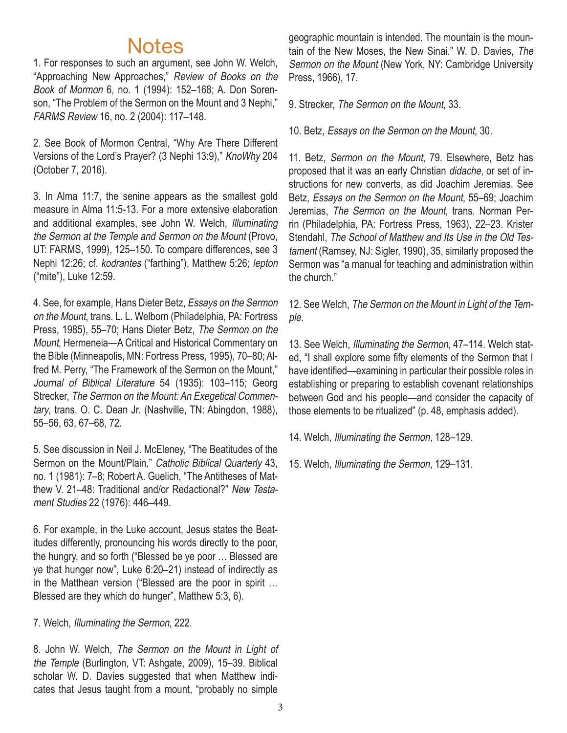# Notes

1. For responses to such an argument, see John W. Welch, "Approaching New Approaches," *Review of Books on the Book of Mormon* 6, no. 1 (1994): 152–168; A. Don Sorenson, "The Problem of the Sermon on the Mount and 3 Nephi," *FARMS Review* 16, no. 2 (2004): 117–148.

2. See Book of Mormon Central, "Why Are There Different Versions of the Lord's Prayer? (3 Nephi 13:9)," *KnoWhy* 204 (October 7, 2016).

3. In Alma 11:7, the senine appears as the smallest gold measure in Alma 11:5-13. For a more extensive elaboration and additional examples, see John W. Welch, *Illuminating the Sermon at the Temple and Sermon on the Mount* (Provo, UT: FARMS, 1999), 125–150. To compare differences, see 3 Nephi 12:26; cf. *kodrantes* ("farthing"), Matthew 5:26; *lepton* ("mite"), Luke 12:59.

4. See, for example, Hans Dieter Betz, *Essays on the Sermon on the Mount*, trans. L. L. Welborn (Philadelphia, PA: Fortress Press, 1985), 55–70; Hans Dieter Betz, *The Sermon on the Mount*, Hermeneia—A Critical and Historical Commentary on the Bible (Minneapolis, MN: Fortress Press, 1995), 70–80; Alfred M. Perry, "The Framework of the Sermon on the Mount," *Journal of Biblical Literature* 54 (1935): 103–115; Georg Strecker, *The Sermon on the Mount: An Exegetical Commentary*, trans. O. C. Dean Jr. (Nashville, TN: Abingdon, 1988), 55–56, 63, 67–68, 72.

5. See discussion in Neil J. McEleney, "The Beatitudes of the Sermon on the Mount/Plain," *Catholic Biblical Quarterly* 43, no. 1 (1981): 7–8; Robert A. Guelich, "The Antitheses of Matthew V. 21–48: Traditional and/or Redactional?" *New Testament Studies* 22 (1976): 446–449.

6. For example, in the Luke account, Jesus states the Beatitudes differently, pronouncing his words directly to the poor, the hungry, and so forth ("Blessed be ye poor … Blessed are ye that hunger now", Luke 6:20–21) instead of indirectly as in the Matthean version ("Blessed are the poor in spirit … Blessed are they which do hunger", Matthew 5:3, 6).

7. Welch, *Illuminating the Sermon*, 222.

8. John W. Welch, *The Sermon on the Mount in Light of the Temple* (Burlington, VT: Ashgate, 2009), 15–39. Biblical scholar W. D. Davies suggested that when Matthew indicates that Jesus taught from a mount, "probably no simple geographic mountain is intended. The mountain is the mountain of the New Moses, the New Sinai." W. D. Davies, *The Sermon on the Mount* (New York, NY: Cambridge University Press, 1966), 17.

9. Strecker, *The Sermon on the Mount*, 33.

10. Betz, *Essays on the Sermon on the Mount*, 30.

11. Betz, *Sermon on the Mount*, 79. Elsewhere, Betz has proposed that it was an early Christian *didache*, or set of instructions for new converts, as did Joachim Jeremias. See Betz, *Essays on the Sermon on the Mount*, 55–69; Joachim Jeremias, *The Sermon on the Mount*, trans. Norman Perrin (Philadelphia, PA: Fortress Press, 1963), 22–23. Krister Stendahl, *The School of Matthew and Its Use in the Old Testament* (Ramsey, NJ: Sigler, 1990), 35, similarly proposed the Sermon was "a manual for teaching and administration within the church."

12. See Welch, *The Sermon on the Mount in Light of the Temple.*

13. See Welch, *Illuminating the Sermon*, 47–114. Welch stated, "I shall explore some fifty elements of the Sermon that I have identified—examining in particular their possible roles in establishing or preparing to establish covenant relationships between God and his people—and consider the capacity of those elements to be ritualized" (p. 48, emphasis added).

14. Welch, *Illuminating the Sermon,* 128–129.

15. Welch, *Illuminating the Sermon*, 129–131.